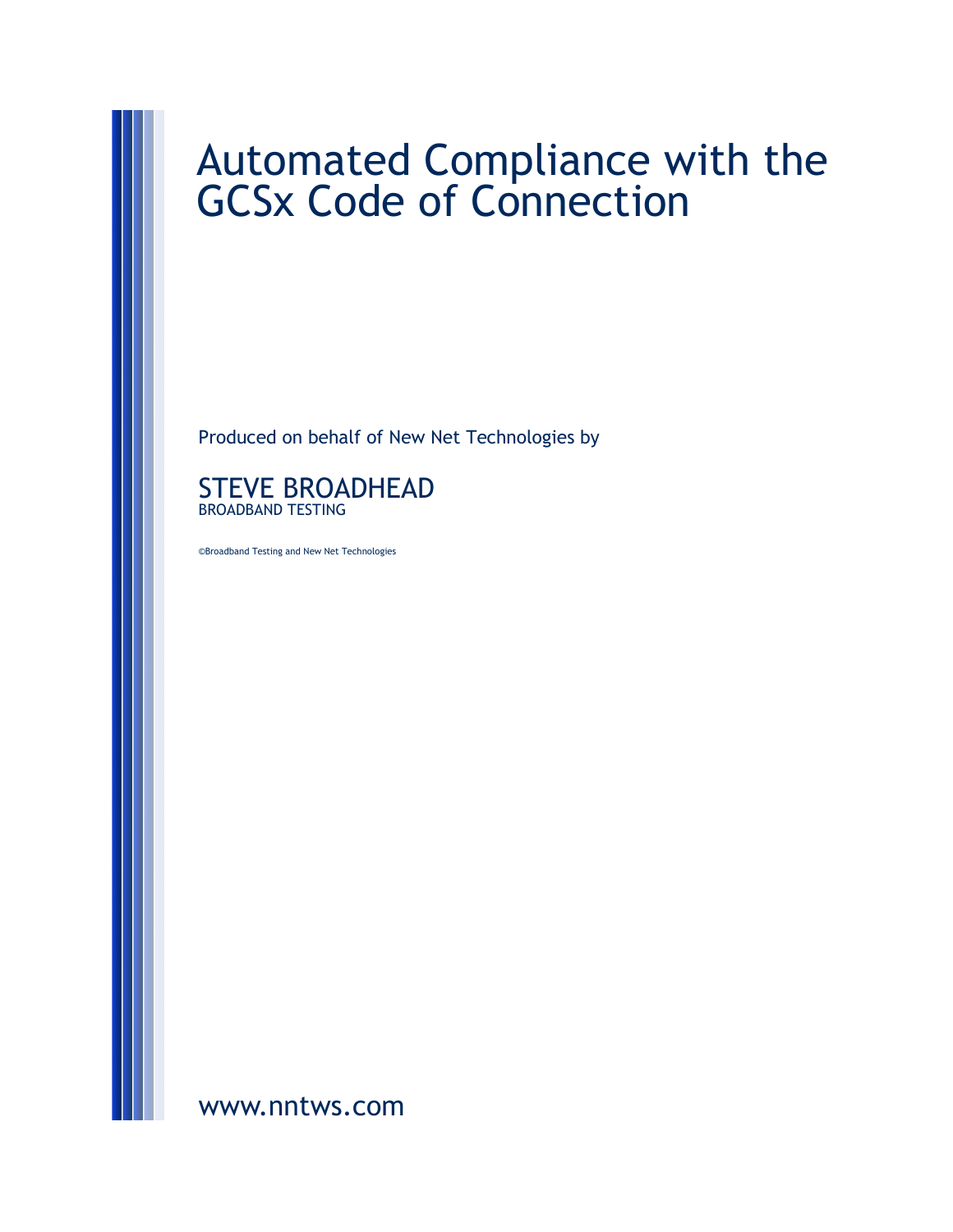# Automated Compliance with the GCSx Code of Connection

Produced on behalf of New Net Technologies by

STEVE BROADHEAD
BROADBAND TESTING

©Broadband Testing and New Net Technologies

www.nntws.com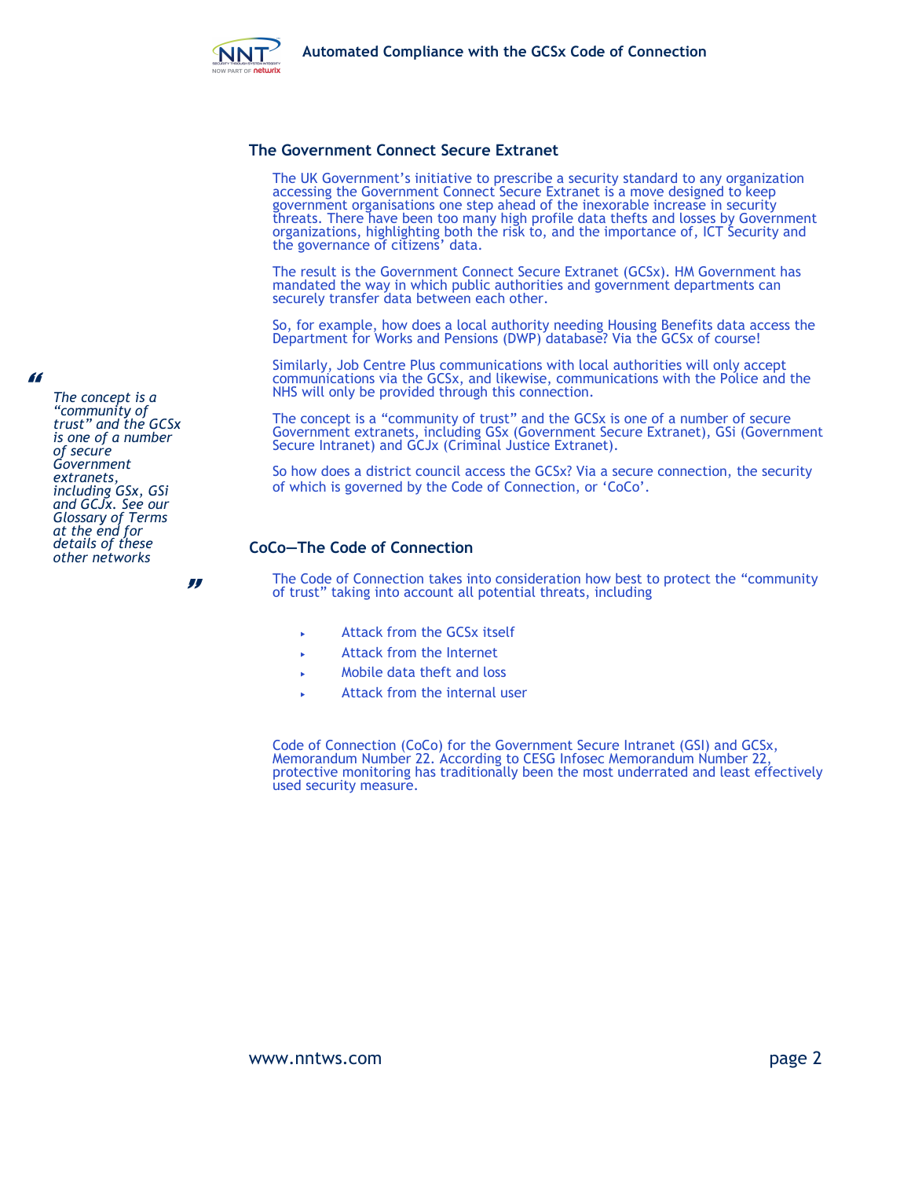## The Government Connect Secure Extranet

The UK Government's initiative to prescribe a security standard to any organization accessing the Government Connect Secure Extranet is a move designed to keep government organisations one step ahead of the inexorable increase in security threats. There have been too many high profile data thefts and losses by Government organizations, highlighting both the risk to, and the importance of, ICT Security and the governance of citizens' data.

The result is the Government Connect Secure Extranet (GCSx). HM Government has mandated the way in which public authorities and government departments can securely transfer data between each other.

So, for example, how does a local authority needing Housing Benefits data access the Department for Works and Pensions (DWP) database? Via the GCSx of course!

Similarly, Job Centre Plus communications with local authorities will only accept communications via the GCSx, and likewise, communications with the Police and the NHS will only be provided through this connection.

> *The concept is a "community of trust" and the GCSx is one of a number of secure Government extranets, including GSx, GSi and GCJx. See our Glossary of Terms at the end for details of these other networks*

The concept is a "community of trust" and the GCSx is one of a number of secure Government extranets, including GSx (Government Secure Extranet), GSi (Government Secure Intranet) and GCJx (Criminal Justice Extranet).

So how does a district council access the GCSx? Via a secure connection, the security of which is governed by the Code of Connection, or 'CoCo'.

## CoCo—The Code of Connection

The Code of Connection takes into consideration how best to protect the "community of trust" taking into account all potential threats, including

- Attack from the GCSx itself
- Attack from the Internet
- Mobile data theft and loss
- Attack from the internal user

Code of Connection (CoCo) for the Government Secure Intranet (GSI) and GCSx, Memorandum Number 22. According to CESG Infosec Memorandum Number 22, protective monitoring has traditionally been the most underrated and least effectively used security measure.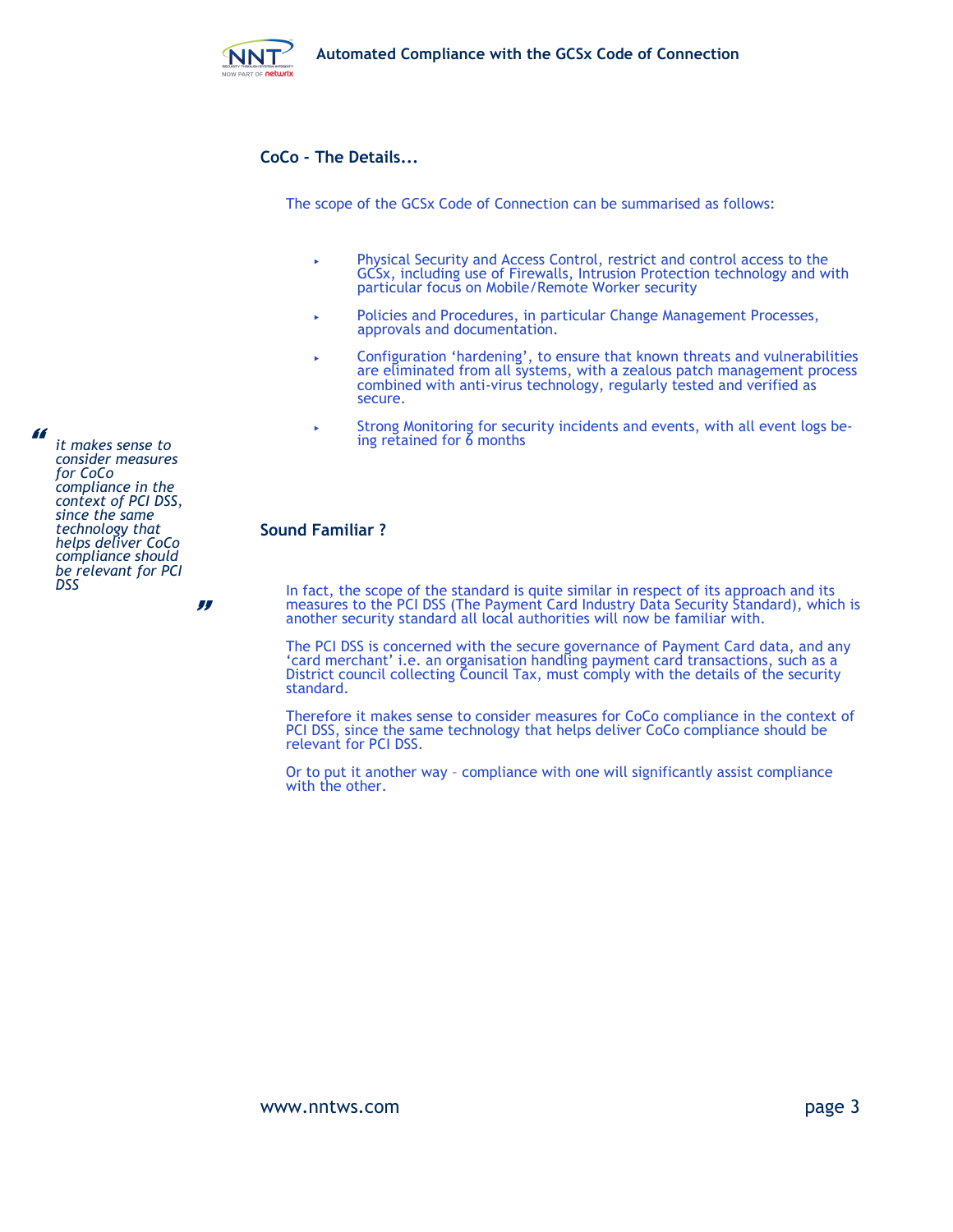## CoCo - The Details...

The scope of the GCSx Code of Connection can be summarised as follows:

- Physical Security and Access Control, restrict and control access to the GCSx, including use of Firewalls, Intrusion Protection technology and with particular focus on Mobile/Remote Worker security
- Policies and Procedures, in particular Change Management Processes, approvals and documentation.
- Configuration 'hardening', to ensure that known threats and vulnerabilities are eliminated from all systems, with a zealous patch management process combined with anti-virus technology, regularly tested and verified as secure.
- Strong Monitoring for security incidents and events, with all event logs being retained for 6 months

> *"it makes sense to consider measures for CoCo compliance in the context of PCI DSS, since the same technology that helps deliver CoCo compliance should be relevant for PCI DSS"*

## Sound Familiar ?

In fact, the scope of the standard is quite similar in respect of its approach and its measures to the PCI DSS (The Payment Card Industry Data Security Standard), which is another security standard all local authorities will now be familiar with.

The PCI DSS is concerned with the secure governance of Payment Card data, and any 'card merchant' i.e. an organisation handling payment card transactions, such as a District council collecting Council Tax, must comply with the details of the security standard.

Therefore it makes sense to consider measures for CoCo compliance in the context of PCI DSS, since the same technology that helps deliver CoCo compliance should be relevant for PCI DSS.

Or to put it another way – compliance with one will significantly assist compliance with the other.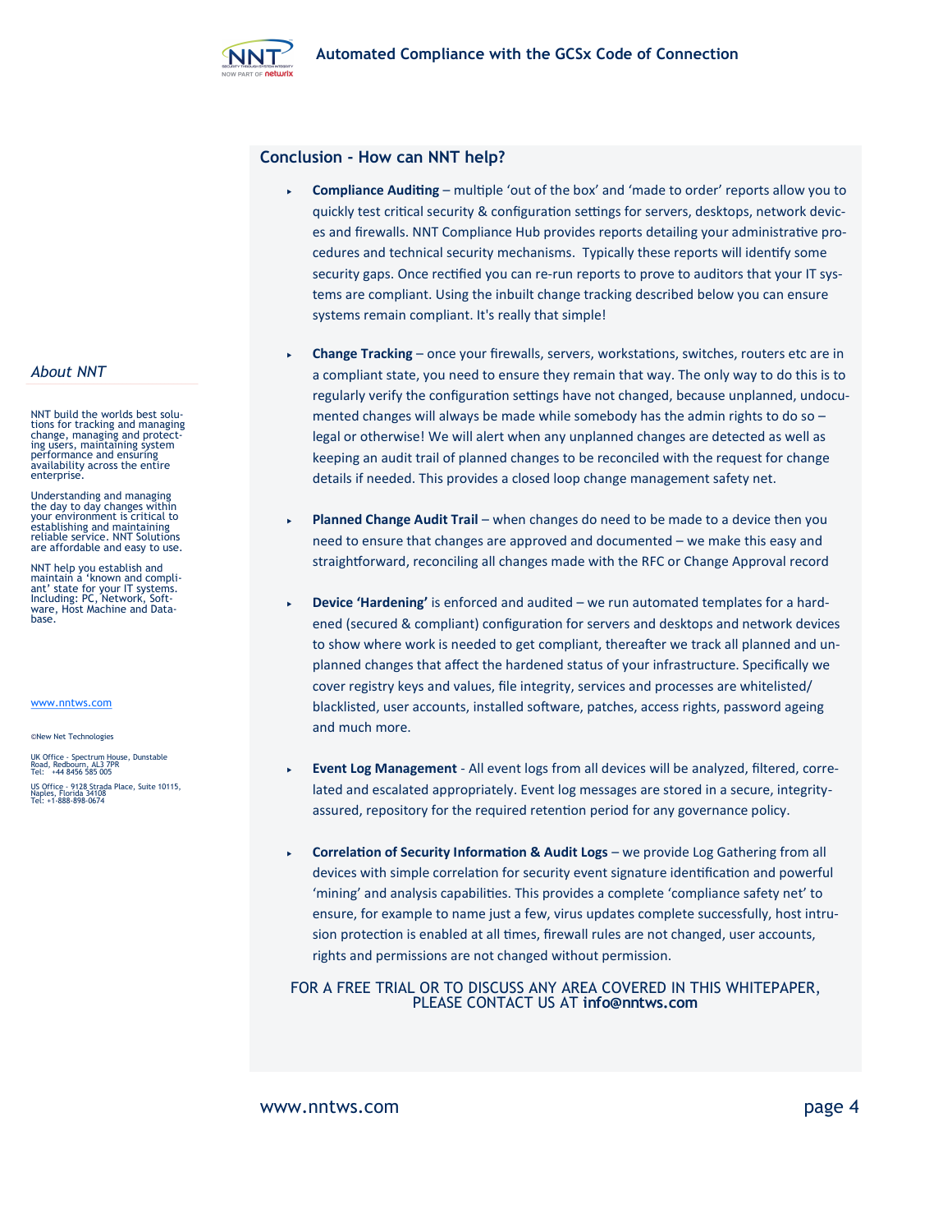## Conclusion - How can NNT help?

- **Compliance Auditing** – multiple 'out of the box' and 'made to order' reports allow you to quickly test critical security & configuration settings for servers, desktops, network devices and firewalls. NNT Compliance Hub provides reports detailing your administrative procedures and technical security mechanisms. Typically these reports will identify some security gaps. Once rectified you can re-run reports to prove to auditors that your IT systems are compliant. Using the inbuilt change tracking described below you can ensure systems remain compliant. It's really that simple!

- **Change Tracking** – once your firewalls, servers, workstations, switches, routers etc are in a compliant state, you need to ensure they remain that way. The only way to do this is to regularly verify the configuration settings have not changed, because unplanned, undocumented changes will always be made while somebody has the admin rights to do so – legal or otherwise! We will alert when any unplanned changes are detected as well as keeping an audit trail of planned changes to be reconciled with the request for change details if needed. This provides a closed loop change management safety net.

- **Planned Change Audit Trail** – when changes do need to be made to a device then you need to ensure that changes are approved and documented – we make this easy and straightforward, reconciling all changes made with the RFC or Change Approval record

- **Device 'Hardening'** is enforced and audited – we run automated templates for a hardened (secured & compliant) configuration for servers and desktops and network devices to show where work is needed to get compliant, thereafter we track all planned and unplanned changes that affect the hardened status of your infrastructure. Specifically we cover registry keys and values, file integrity, services and processes are whitelisted/ blacklisted, user accounts, installed software, patches, access rights, password ageing and much more.

- **Event Log Management** - All event logs from all devices will be analyzed, filtered, correlated and escalated appropriately. Event log messages are stored in a secure, integrity-assured, repository for the required retention period for any governance policy.

- **Correlation of Security Information & Audit Logs** – we provide Log Gathering from all devices with simple correlation for security event signature identification and powerful 'mining' and analysis capabilities. This provides a complete 'compliance safety net' to ensure, for example to name just a few, virus updates complete successfully, host intrusion protection is enabled at all times, firewall rules are not changed, user accounts, rights and permissions are not changed without permission.

FOR A FREE TRIAL OR TO DISCUSS ANY AREA COVERED IN THIS WHITEPAPER, PLEASE CONTACT US AT **info@nntws.com**

### *About NNT*

NNT build the worlds best solutions for tracking and managing change, managing and protecting users, maintaining system performance and ensuring availability across the entire enterprise.

Understanding and managing the day to day changes within your environment is critical to establishing and maintaining reliable service. NNT Solutions are affordable and easy to use.

NNT help you establish and maintain a 'known and compliant' state for your IT systems. Including: PC, Network, Software, Host Machine and Database.

www.nntws.com

©New Net Technologies

UK Office - Spectrum House, Dunstable Road, Redbourn, AL3 7PR
Tel: +44 8456 585 005

US Office - 9128 Strada Place, Suite 10115, Naples, Florida 34108
Tel: +1-888-898-0674